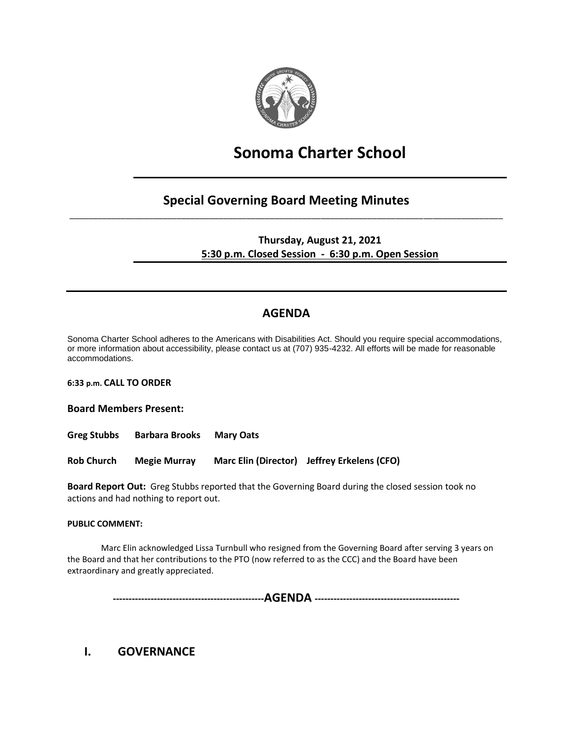# Sonoma Charter School

## Special Governing Board Meeting Minutes

**Thursday, August 21, 2021**
**5:30 p.m. Closed Session - 6:30 p.m. Open Session**

## AGENDA

Sonoma Charter School adheres to the Americans with Disabilities Act. Should you require special accommodations, or more information about accessibility, please contact us at (707) 935-4232. All efforts will be made for reasonable accommodations.

**6:33 p.m. CALL TO ORDER**

**Board Members Present:**

**Greg Stubbs Barbara Brooks Mary Oats**

**Rob Church Megie Murray Marc Elin (Director) Jeffrey Erkelens (CFO)**

**Board Report Out:** Greg Stubbs reported that the Governing Board during the closed session took no actions and had nothing to report out.

**PUBLIC COMMENT:**

Marc Elin acknowledged Lissa Turnbull who resigned from the Governing Board after serving 3 years on the Board and that her contributions to the PTO (now referred to as the CCC) and the Board have been extraordinary and greatly appreciated.

**-----------------------------------------------AGENDA ---------------------------------------------**

## I. GOVERNANCE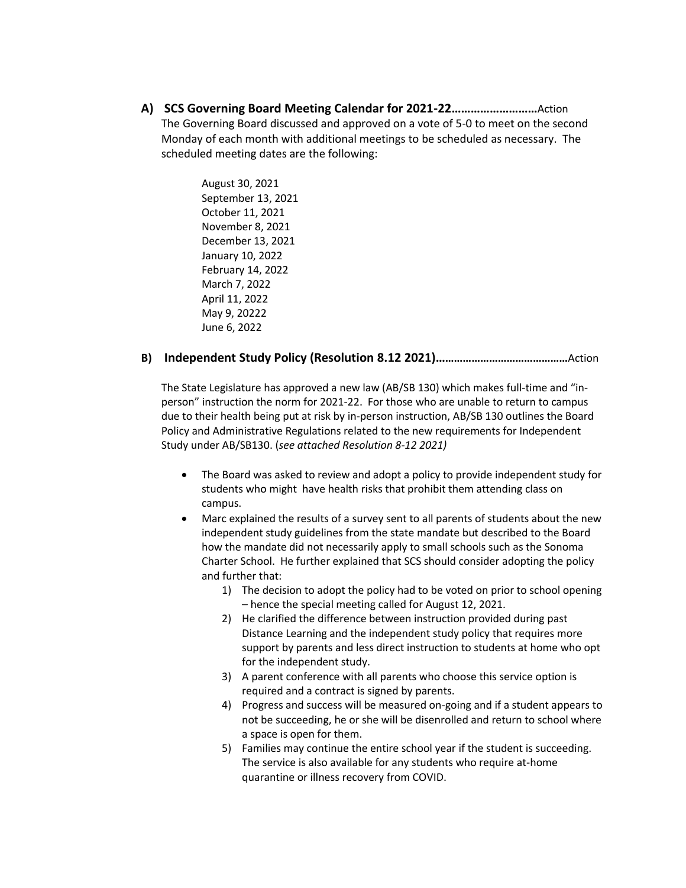**A) SCS Governing Board Meeting Calendar for 2021-22………………………**Action

The Governing Board discussed and approved on a vote of 5-0 to meet on the second Monday of each month with additional meetings to be scheduled as necessary. The scheduled meeting dates are the following:

August 30, 2021
September 13, 2021
October 11, 2021
November 8, 2021
December 13, 2021
January 10, 2022
February 14, 2022
March 7, 2022
April 11, 2022
May 9, 20222
June 6, 2022

**B) Independent Study Policy (Resolution 8.12 2021)………………………………………**Action

The State Legislature has approved a new law (AB/SB 130) which makes full-time and "in-person" instruction the norm for 2021-22. For those who are unable to return to campus due to their health being put at risk by in-person instruction, AB/SB 130 outlines the Board Policy and Administrative Regulations related to the new requirements for Independent Study under AB/SB130. (*see attached Resolution 8-12 2021)*

- The Board was asked to review and adopt a policy to provide independent study for students who might have health risks that prohibit them attending class on campus.
- Marc explained the results of a survey sent to all parents of students about the new independent study guidelines from the state mandate but described to the Board how the mandate did not necessarily apply to small schools such as the Sonoma Charter School. He further explained that SCS should consider adopting the policy and further that:
    1) The decision to adopt the policy had to be voted on prior to school opening – hence the special meeting called for August 12, 2021.
    2) He clarified the difference between instruction provided during past Distance Learning and the independent study policy that requires more support by parents and less direct instruction to students at home who opt for the independent study.
    3) A parent conference with all parents who choose this service option is required and a contract is signed by parents.
    4) Progress and success will be measured on-going and if a student appears to not be succeeding, he or she will be disenrolled and return to school where a space is open for them.
    5) Families may continue the entire school year if the student is succeeding. The service is also available for any students who require at-home quarantine or illness recovery from COVID.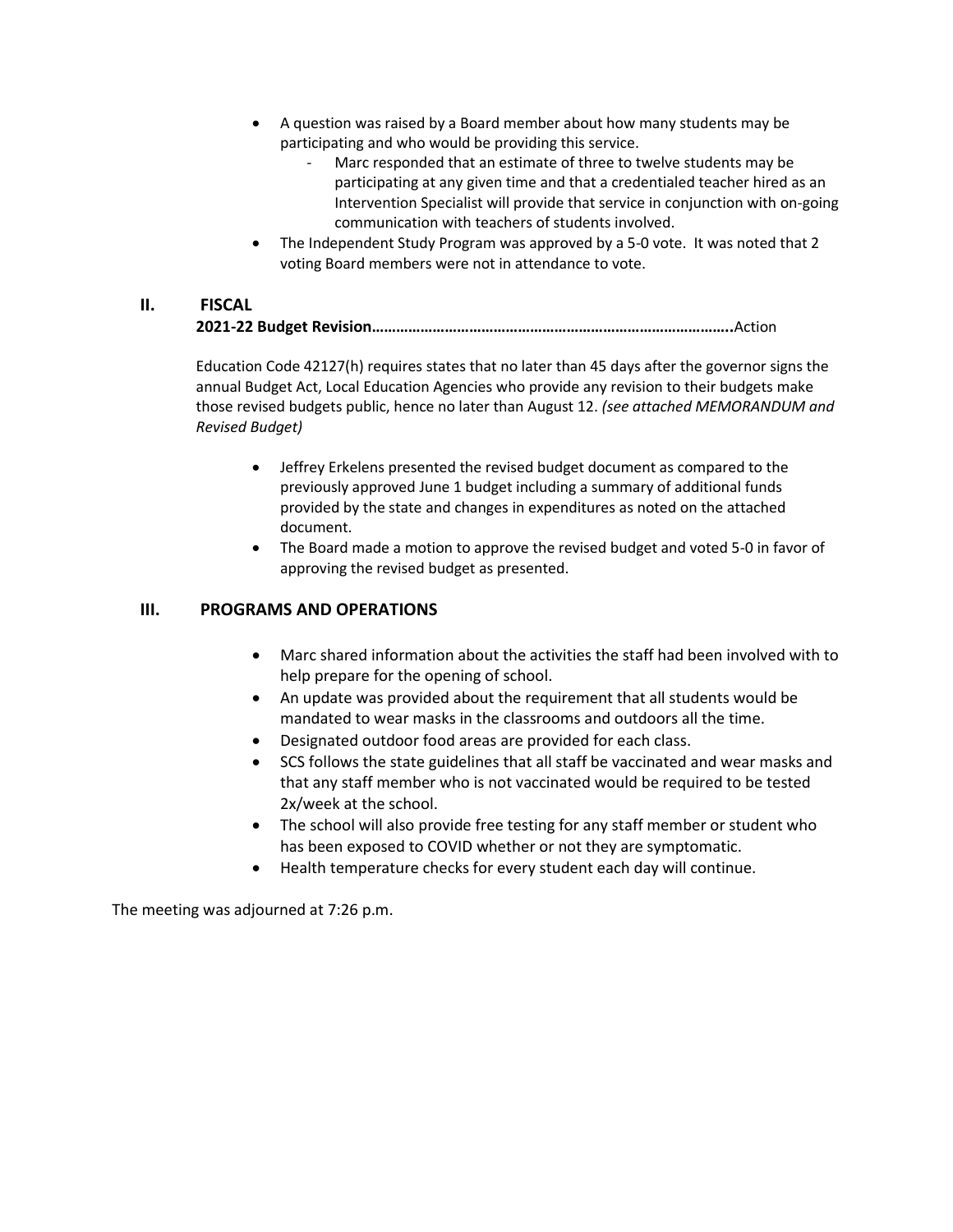- A question was raised by a Board member about how many students may be participating and who would be providing this service.
    - Marc responded that an estimate of three to twelve students may be participating at any given time and that a credentialed teacher hired as an Intervention Specialist will provide that service in conjunction with on-going communication with teachers of students involved.
- The Independent Study Program was approved by a 5-0 vote. It was noted that 2 voting Board members were not in attendance to vote.

## II. FISCAL

**2021-22 Budget Revision……………………………………………………………………………..**Action

Education Code 42127(h) requires states that no later than 45 days after the governor signs the annual Budget Act, Local Education Agencies who provide any revision to their budgets make those revised budgets public, hence no later than August 12. *(see attached MEMORANDUM and Revised Budget)*

- Jeffrey Erkelens presented the revised budget document as compared to the previously approved June 1 budget including a summary of additional funds provided by the state and changes in expenditures as noted on the attached document.
- The Board made a motion to approve the revised budget and voted 5-0 in favor of approving the revised budget as presented.

## III. PROGRAMS AND OPERATIONS

- Marc shared information about the activities the staff had been involved with to help prepare for the opening of school.
- An update was provided about the requirement that all students would be mandated to wear masks in the classrooms and outdoors all the time.
- Designated outdoor food areas are provided for each class.
- SCS follows the state guidelines that all staff be vaccinated and wear masks and that any staff member who is not vaccinated would be required to be tested 2x/week at the school.
- The school will also provide free testing for any staff member or student who has been exposed to COVID whether or not they are symptomatic.
- Health temperature checks for every student each day will continue.

The meeting was adjourned at 7:26 p.m.